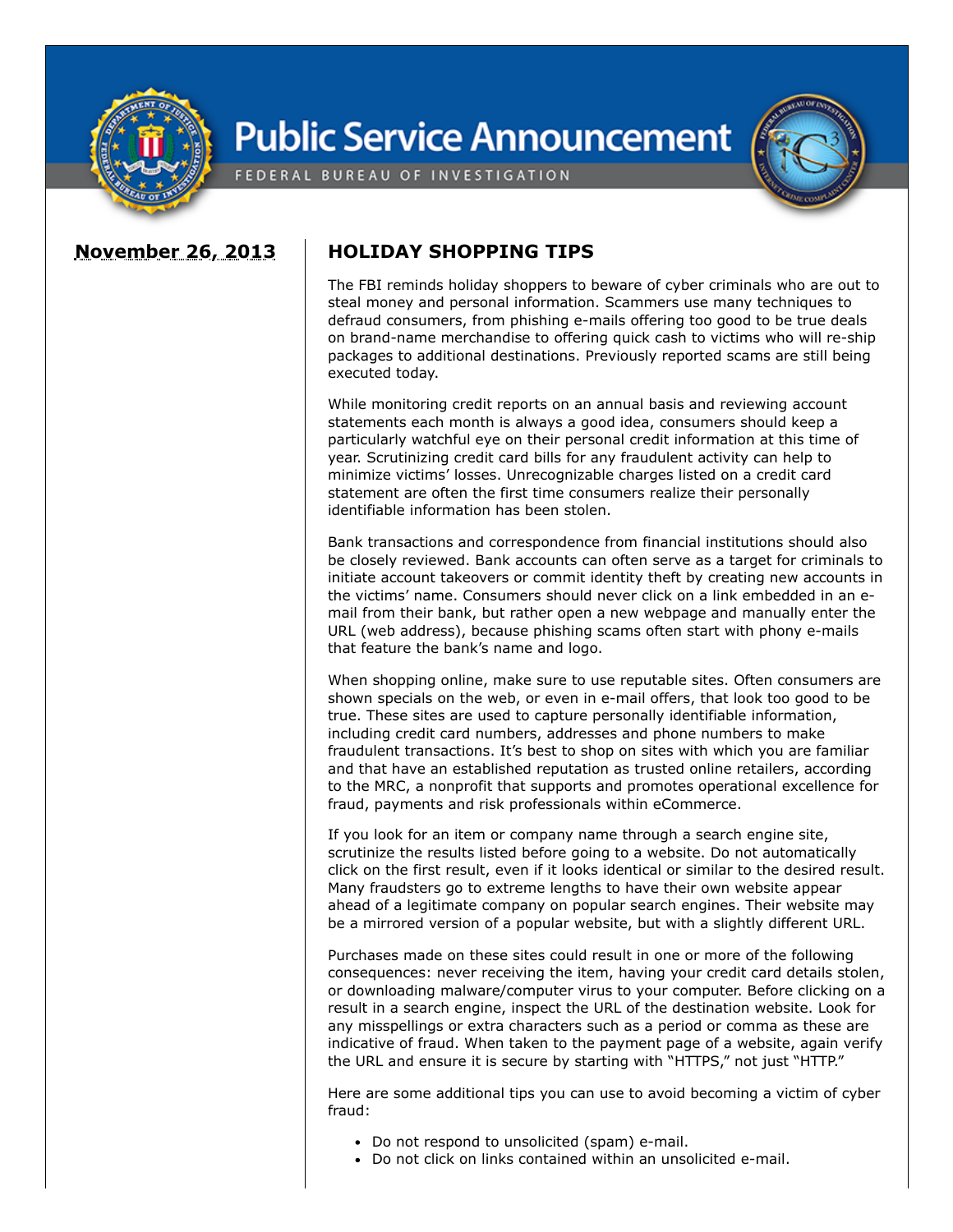# Public Service Announcement

FEDERAL BUREAU OF INVESTIGATION

**November 26, 2013**

## HOLIDAY SHOPPING TIPS

The FBI reminds holiday shoppers to beware of cyber criminals who are out to steal money and personal information. Scammers use many techniques to defraud consumers, from phishing e-mails offering too good to be true deals on brand-name merchandise to offering quick cash to victims who will re-ship packages to additional destinations. Previously reported scams are still being executed today.

While monitoring credit reports on an annual basis and reviewing account statements each month is always a good idea, consumers should keep a particularly watchful eye on their personal credit information at this time of year. Scrutinizing credit card bills for any fraudulent activity can help to minimize victims' losses. Unrecognizable charges listed on a credit card statement are often the first time consumers realize their personally identifiable information has been stolen.

Bank transactions and correspondence from financial institutions should also be closely reviewed. Bank accounts can often serve as a target for criminals to initiate account takeovers or commit identity theft by creating new accounts in the victims' name. Consumers should never click on a link embedded in an e-mail from their bank, but rather open a new webpage and manually enter the URL (web address), because phishing scams often start with phony e-mails that feature the bank's name and logo.

When shopping online, make sure to use reputable sites. Often consumers are shown specials on the web, or even in e-mail offers, that look too good to be true. These sites are used to capture personally identifiable information, including credit card numbers, addresses and phone numbers to make fraudulent transactions. It's best to shop on sites with which you are familiar and that have an established reputation as trusted online retailers, according to the MRC, a nonprofit that supports and promotes operational excellence for fraud, payments and risk professionals within eCommerce.

If you look for an item or company name through a search engine site, scrutinize the results listed before going to a website. Do not automatically click on the first result, even if it looks identical or similar to the desired result. Many fraudsters go to extreme lengths to have their own website appear ahead of a legitimate company on popular search engines. Their website may be a mirrored version of a popular website, but with a slightly different URL.

Purchases made on these sites could result in one or more of the following consequences: never receiving the item, having your credit card details stolen, or downloading malware/computer virus to your computer. Before clicking on a result in a search engine, inspect the URL of the destination website. Look for any misspellings or extra characters such as a period or comma as these are indicative of fraud. When taken to the payment page of a website, again verify the URL and ensure it is secure by starting with "HTTPS," not just "HTTP."

Here are some additional tips you can use to avoid becoming a victim of cyber fraud:

- Do not respond to unsolicited (spam) e-mail.
- Do not click on links contained within an unsolicited e-mail.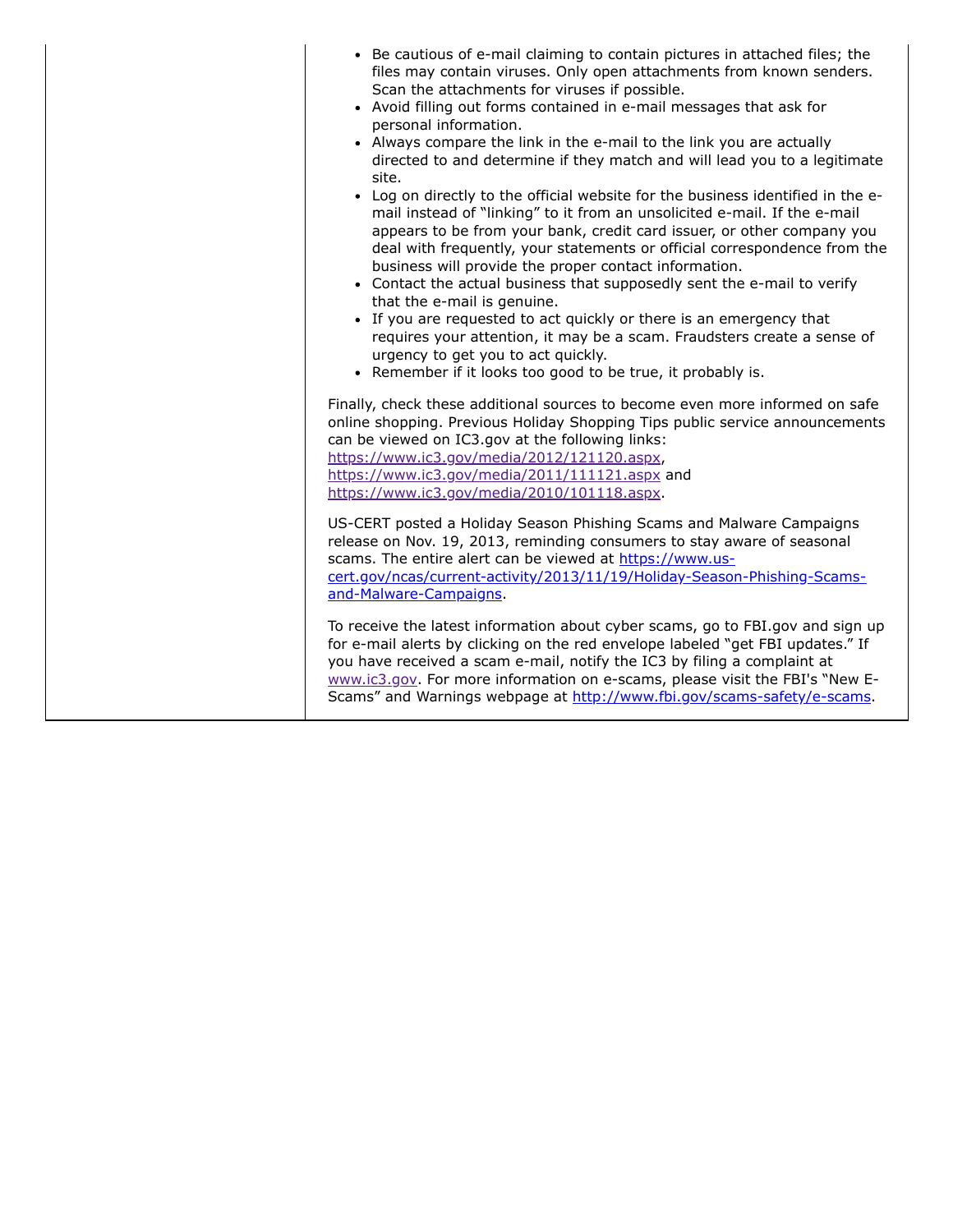- Be cautious of e-mail claiming to contain pictures in attached files; the files may contain viruses. Only open attachments from known senders. Scan the attachments for viruses if possible.
- Avoid filling out forms contained in e-mail messages that ask for personal information.
- Always compare the link in the e-mail to the link you are actually directed to and determine if they match and will lead you to a legitimate site.
- Log on directly to the official website for the business identified in the e-mail instead of "linking" to it from an unsolicited e-mail. If the e-mail appears to be from your bank, credit card issuer, or other company you deal with frequently, your statements or official correspondence from the business will provide the proper contact information.
- Contact the actual business that supposedly sent the e-mail to verify that the e-mail is genuine.
- If you are requested to act quickly or there is an emergency that requires your attention, it may be a scam. Fraudsters create a sense of urgency to get you to act quickly.
- Remember if it looks too good to be true, it probably is.

Finally, check these additional sources to become even more informed on safe online shopping. Previous Holiday Shopping Tips public service announcements can be viewed on IC3.gov at the following links: [https://www.ic3.gov/media/2012/121120.aspx](https://www.ic3.gov/media/2012/121120.aspx), [https://www.ic3.gov/media/2011/111121.aspx](https://www.ic3.gov/media/2011/111121.aspx) and [https://www.ic3.gov/media/2010/101118.aspx](https://www.ic3.gov/media/2010/101118.aspx).

US-CERT posted a Holiday Season Phishing Scams and Malware Campaigns release on Nov. 19, 2013, reminding consumers to stay aware of seasonal scams. The entire alert can be viewed at [https://www.us-cert.gov/ncas/current-activity/2013/11/19/Holiday-Season-Phishing-Scams-and-Malware-Campaigns](https://www.us-cert.gov/ncas/current-activity/2013/11/19/Holiday-Season-Phishing-Scams-and-Malware-Campaigns).

To receive the latest information about cyber scams, go to FBI.gov and sign up for e-mail alerts by clicking on the red envelope labeled "get FBI updates." If you have received a scam e-mail, notify the IC3 by filing a complaint at [www.ic3.gov](www.ic3.gov). For more information on e-scams, please visit the FBI's "New E-Scams" and Warnings webpage at [http://www.fbi.gov/scams-safety/e-scams](http://www.fbi.gov/scams-safety/e-scams).